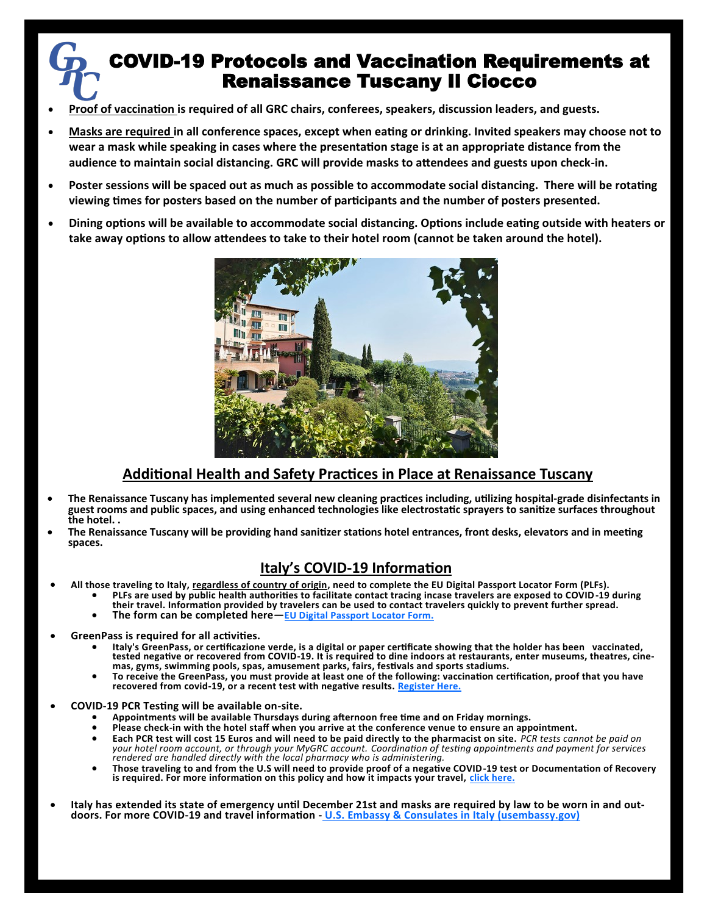# COVID-19 Protocols and Vaccination Requirements at Renaissance Tuscany Il Ciocco

- **Proof of vaccination is required of all GRC chairs, conferees, speakers, discussion leaders, and guests.**
- **Masks are required in all conference spaces, except when eating or drinking. Invited speakers may choose not to wear a mask while speaking in cases where the presentation stage is at an appropriate distance from the audience to maintain social distancing. GRC will provide masks to attendees and guests upon check-in.**
- **Poster sessions will be spaced out as much as possible to accommodate social distancing. There will be rotating viewing times for posters based on the number of participants and the number of posters presented.**
- **Dining options will be available to accommodate social distancing. Options include eating outside with heaters or take away options to allow attendees to take to their hotel room (cannot be taken around the hotel).**

## Additional Health and Safety Practices in Place at Renaissance Tuscany

- **The Renaissance Tuscany has implemented several new cleaning practices including, utilizing hospital-grade disinfectants in guest rooms and public spaces, and using enhanced technologies like electrostatic sprayers to sanitize surfaces throughout the hotel. .**
- **The Renaissance Tuscany will be providing hand sanitizer stations hotel entrances, front desks, elevators and in meeting spaces.**

## Italy's COVID-19 Information

- **All those traveling to Italy, regardless of country of origin, need to complete the EU Digital Passport Locator Form (PLFs).**
  - **PLFs are used by public health authorities to facilitate contact tracing incase travelers are exposed to COVID-19 during their travel. Information provided by travelers can be used to contact travelers quickly to prevent further spread.**
  - **The form can be completed here—EU Digital Passport Locator Form.**
- **GreenPass is required for all activities.**
  - **Italy's GreenPass, or certificazione verde, is a digital or paper certificate showing that the holder has been vaccinated, tested negative or recovered from COVID-19. It is required to dine indoors at restaurants, enter museums, theatres, cinemas, gyms, swimming pools, spas, amusement parks, fairs, festivals and sports stadiums.**
  - **To receive the GreenPass, you must provide at least one of the following: vaccination certification, proof that you have recovered from covid-19, or a recent test with negative results. Register Here.**
- **COVID-19 PCR Testing will be available on-site.**
  - **Appointments will be available Thursdays during afternoon free time and on Friday mornings.**
  - **Please check-in with the hotel staff when you arrive at the conference venue to ensure an appointment.**
  - **Each PCR test will cost 15 Euros and will need to be paid directly to the pharmacist on site.** *PCR tests cannot be paid on your hotel room account, or through your MyGRC account. Coordination of testing appointments and payment for services rendered are handled directly with the local pharmacy who is administering.*
  - **Those traveling to and from the U.S will need to provide proof of a negative COVID-19 test or Documentation of Recovery is required. For more information on this policy and how it impacts your travel, click here.**
- **Italy has extended its state of emergency until December 21st and masks are required by law to be worn in and outdoors. For more COVID-19 and travel information - U.S. Embassy & Consulates in Italy (usembassy.gov)**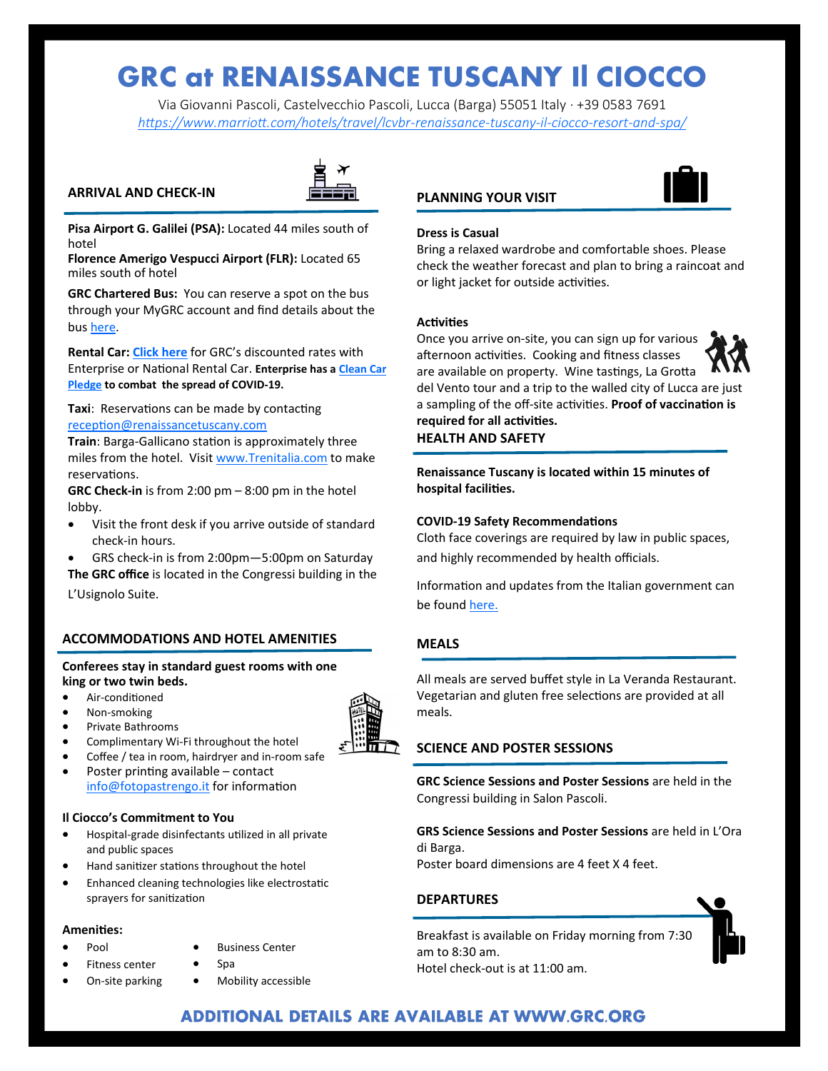# GRC at RENAISSANCE TUSCANY Il CIOCCO

Via Giovanni Pascoli, Castelvecchio Pascoli, Lucca (Barga) 55051 Italy · +39 0583 7691
*https://www.marriott.com/hotels/travel/lcvbr-renaissance-tuscany-il-ciocco-resort-and-spa/*

## ARRIVAL AND CHECK-IN

**Pisa Airport G. Galilei (PSA):** Located 44 miles south of hotel
**Florence Amerigo Vespucci Airport (FLR):** Located 65 miles south of hotel

**GRC Chartered Bus:** You can reserve a spot on the bus through your MyGRC account and find details about the bus here.

**Rental Car:** **Click here** for GRC's discounted rates with Enterprise or National Rental Car. **Enterprise has a Clean Car Pledge to combat the spread of COVID-19.**

**Taxi**: Reservations can be made by contacting reception@renaissancetuscany.com
**Train**: Barga-Gallicano station is approximately three miles from the hotel. Visit www.Trenitalia.com to make reservations.
**GRC Check-in** is from 2:00 pm – 8:00 pm in the hotel lobby.

- Visit the front desk if you arrive outside of standard check-in hours.
- GRS check-in is from 2:00pm—5:00pm on Saturday

**The GRC office** is located in the Congressi building in the L'Usignolo Suite.

## ACCOMMODATIONS AND HOTEL AMENITIES

**Conferees stay in standard guest rooms with one king or two twin beds.**

- Air-conditioned
- Non-smoking
- Private Bathrooms
- Complimentary Wi-Fi throughout the hotel
- Coffee / tea in room, hairdryer and in-room safe
- Poster printing available – contact info@fotopastrengo.it for information

### Il Ciocco's Commitment to You

- Hospital-grade disinfectants utilized in all private and public spaces
- Hand sanitizer stations throughout the hotel
- Enhanced cleaning technologies like electrostatic sprayers for sanitization

### Amenities:

- Pool
- Fitness center
- On-site parking
- Business Center
- Spa
- Mobility accessible

## PLANNING YOUR VISIT

**Dress is Casual**
Bring a relaxed wardrobe and comfortable shoes. Please check the weather forecast and plan to bring a raincoat and or light jacket for outside activities.

**Activities**
Once you arrive on-site, you can sign up for various afternoon activities. Cooking and fitness classes are available on property. Wine tastings, La Grotta del Vento tour and a trip to the walled city of Lucca are just a sampling of the off-site activities. **Proof of vaccination is required for all activities.**

## HEALTH AND SAFETY

**Renaissance Tuscany is located within 15 minutes of hospital facilities.**

**COVID-19 Safety Recommendations**
Cloth face coverings are required by law in public spaces, and highly recommended by health officials.

Information and updates from the Italian government can be found here.

## MEALS

All meals are served buffet style in La Veranda Restaurant. Vegetarian and gluten free selections are provided at all meals.

## SCIENCE AND POSTER SESSIONS

**GRC Science Sessions and Poster Sessions** are held in the Congressi building in Salon Pascoli.

**GRS Science Sessions and Poster Sessions** are held in L'Ora di Barga.
Poster board dimensions are 4 feet X 4 feet.

## DEPARTURES

Breakfast is available on Friday morning from 7:30 am to 8:30 am.
Hotel check-out is at 11:00 am.

**ADDITIONAL DETAILS ARE AVAILABLE AT WWW.GRC.ORG**